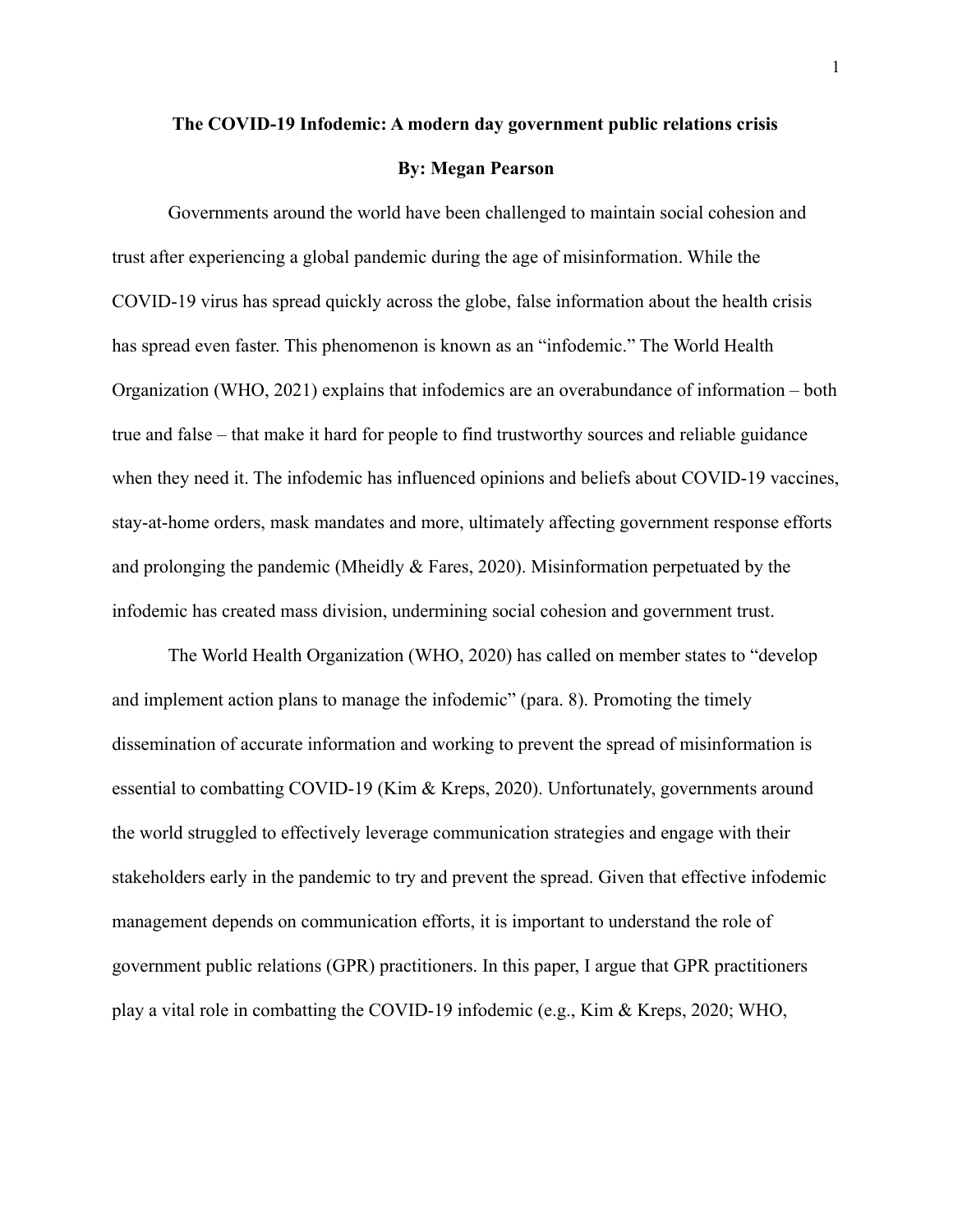# The COVID-19 Infodemic: A modern day government public relations crisis

**By: Megan Pearson**

Governments around the world have been challenged to maintain social cohesion and trust after experiencing a global pandemic during the age of misinformation. While the COVID-19 virus has spread quickly across the globe, false information about the health crisis has spread even faster. This phenomenon is known as an "infodemic." The World Health Organization (WHO, 2021) explains that infodemics are an overabundance of information – both true and false – that make it hard for people to find trustworthy sources and reliable guidance when they need it. The infodemic has influenced opinions and beliefs about COVID-19 vaccines, stay-at-home orders, mask mandates and more, ultimately affecting government response efforts and prolonging the pandemic (Mheidly & Fares, 2020). Misinformation perpetuated by the infodemic has created mass division, undermining social cohesion and government trust.

The World Health Organization (WHO, 2020) has called on member states to "develop and implement action plans to manage the infodemic" (para. 8). Promoting the timely dissemination of accurate information and working to prevent the spread of misinformation is essential to combatting COVID-19 (Kim & Kreps, 2020). Unfortunately, governments around the world struggled to effectively leverage communication strategies and engage with their stakeholders early in the pandemic to try and prevent the spread. Given that effective infodemic management depends on communication efforts, it is important to understand the role of government public relations (GPR) practitioners. In this paper, I argue that GPR practitioners play a vital role in combatting the COVID-19 infodemic (e.g., Kim & Kreps, 2020; WHO,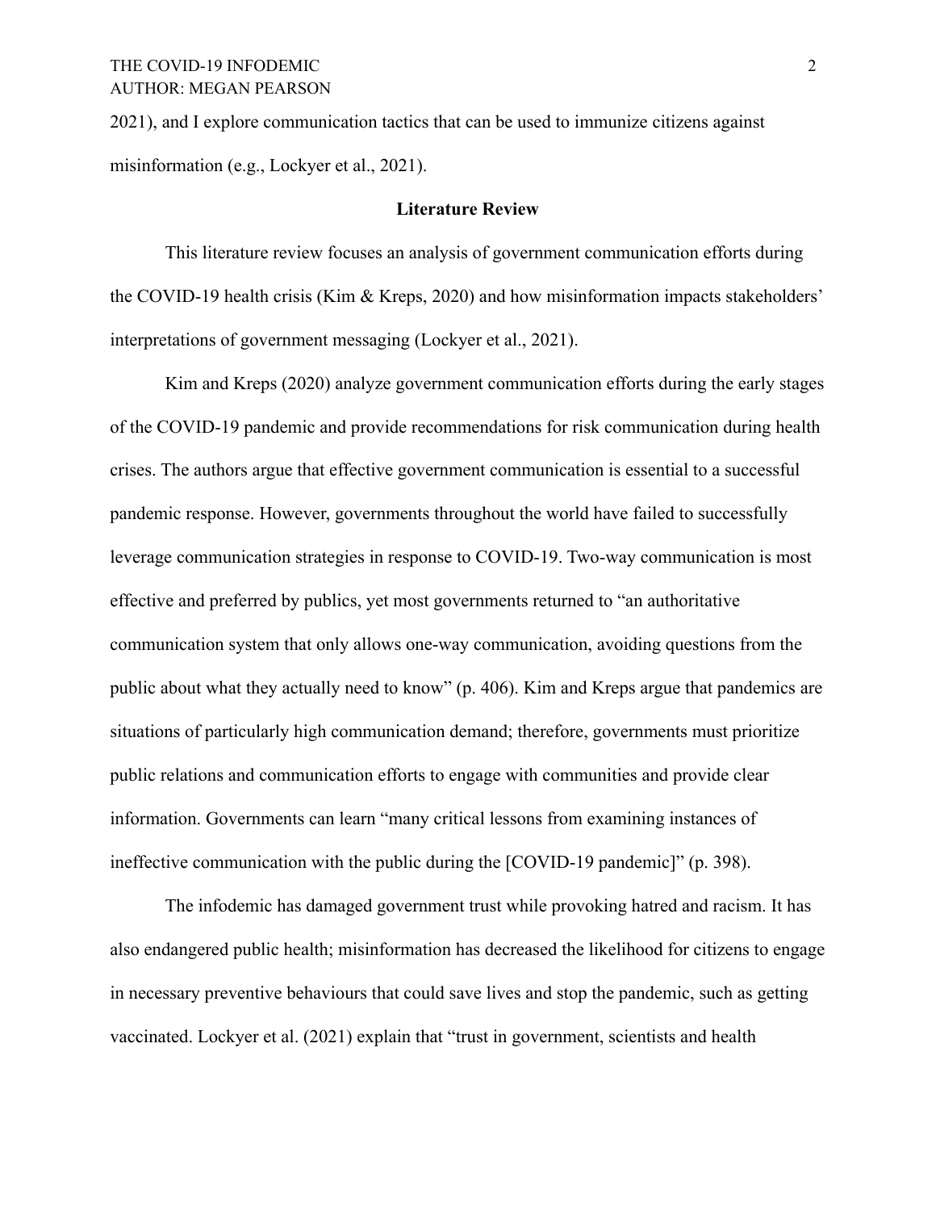2021), and I explore communication tactics that can be used to immunize citizens against misinformation (e.g., Lockyer et al., 2021).

## Literature Review

This literature review focuses an analysis of government communication efforts during the COVID-19 health crisis (Kim & Kreps, 2020) and how misinformation impacts stakeholders' interpretations of government messaging (Lockyer et al., 2021).

Kim and Kreps (2020) analyze government communication efforts during the early stages of the COVID-19 pandemic and provide recommendations for risk communication during health crises. The authors argue that effective government communication is essential to a successful pandemic response. However, governments throughout the world have failed to successfully leverage communication strategies in response to COVID-19. Two-way communication is most effective and preferred by publics, yet most governments returned to "an authoritative communication system that only allows one-way communication, avoiding questions from the public about what they actually need to know" (p. 406). Kim and Kreps argue that pandemics are situations of particularly high communication demand; therefore, governments must prioritize public relations and communication efforts to engage with communities and provide clear information. Governments can learn "many critical lessons from examining instances of ineffective communication with the public during the [COVID-19 pandemic]" (p. 398).

The infodemic has damaged government trust while provoking hatred and racism. It has also endangered public health; misinformation has decreased the likelihood for citizens to engage in necessary preventive behaviours that could save lives and stop the pandemic, such as getting vaccinated. Lockyer et al. (2021) explain that "trust in government, scientists and health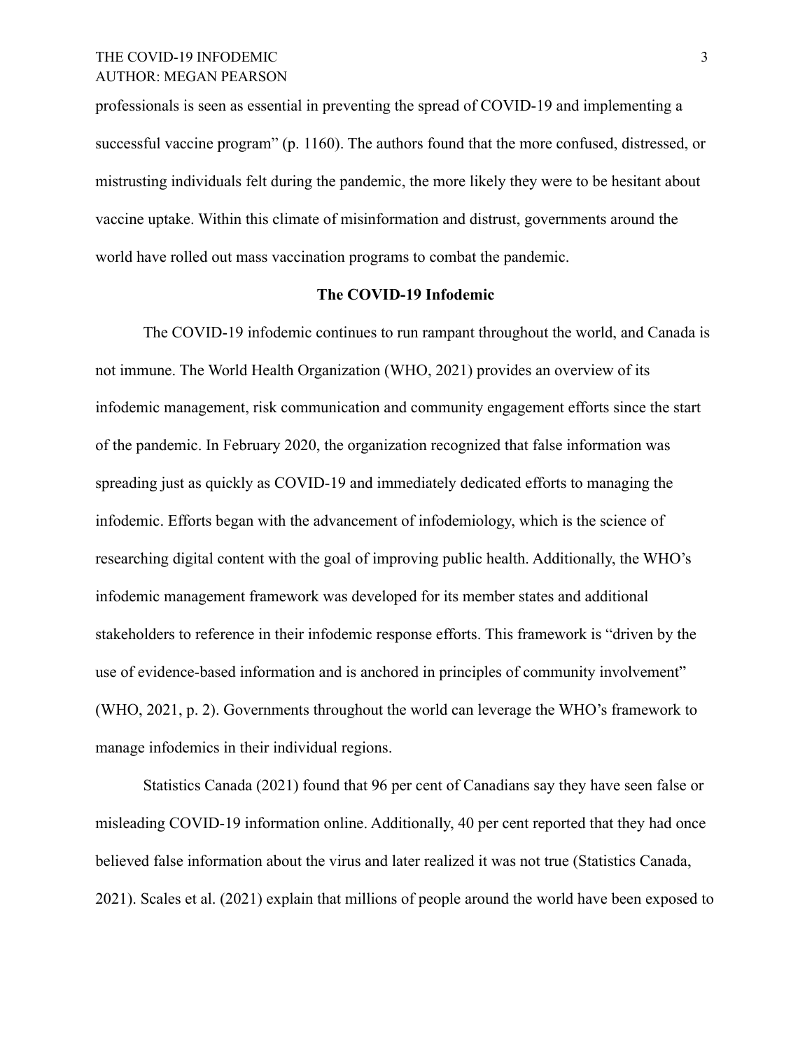professionals is seen as essential in preventing the spread of COVID-19 and implementing a successful vaccine program" (p. 1160). The authors found that the more confused, distressed, or mistrusting individuals felt during the pandemic, the more likely they were to be hesitant about vaccine uptake. Within this climate of misinformation and distrust, governments around the world have rolled out mass vaccination programs to combat the pandemic.

## The COVID-19 Infodemic

The COVID-19 infodemic continues to run rampant throughout the world, and Canada is not immune. The World Health Organization (WHO, 2021) provides an overview of its infodemic management, risk communication and community engagement efforts since the start of the pandemic. In February 2020, the organization recognized that false information was spreading just as quickly as COVID-19 and immediately dedicated efforts to managing the infodemic. Efforts began with the advancement of infodemiology, which is the science of researching digital content with the goal of improving public health. Additionally, the WHO's infodemic management framework was developed for its member states and additional stakeholders to reference in their infodemic response efforts. This framework is "driven by the use of evidence-based information and is anchored in principles of community involvement" (WHO, 2021, p. 2). Governments throughout the world can leverage the WHO's framework to manage infodemics in their individual regions.

Statistics Canada (2021) found that 96 per cent of Canadians say they have seen false or misleading COVID-19 information online. Additionally, 40 per cent reported that they had once believed false information about the virus and later realized it was not true (Statistics Canada, 2021). Scales et al. (2021) explain that millions of people around the world have been exposed to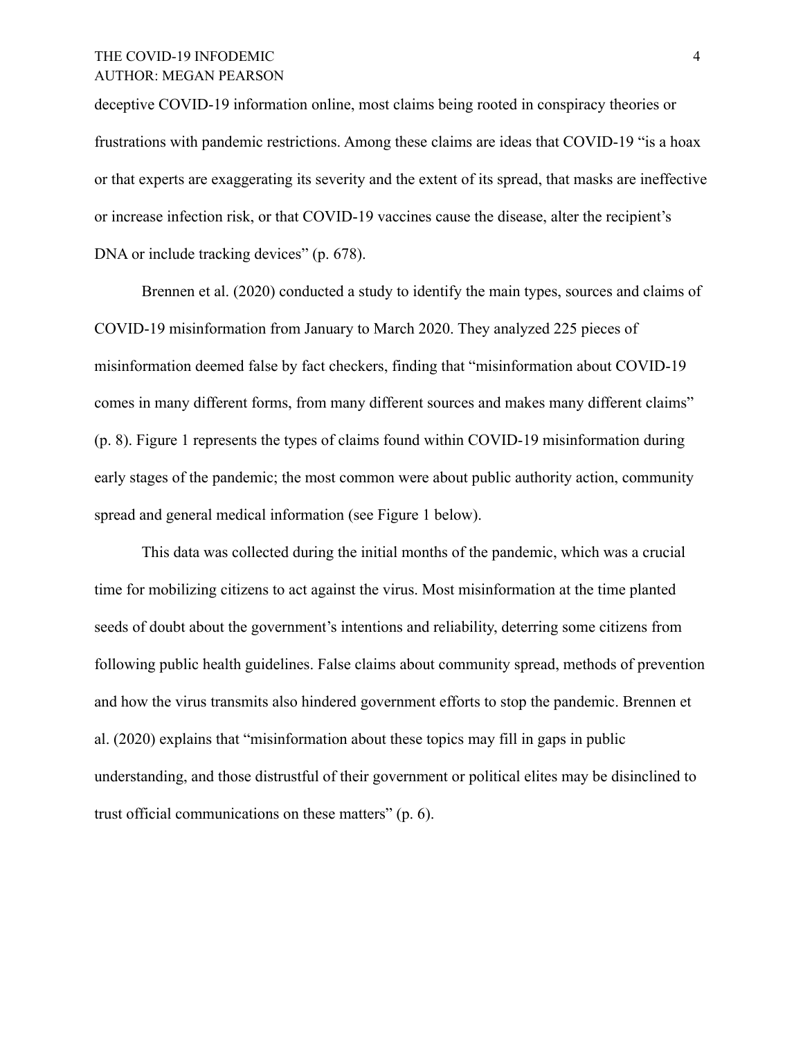deceptive COVID-19 information online, most claims being rooted in conspiracy theories or frustrations with pandemic restrictions. Among these claims are ideas that COVID-19 "is a hoax or that experts are exaggerating its severity and the extent of its spread, that masks are ineffective or increase infection risk, or that COVID-19 vaccines cause the disease, alter the recipient's DNA or include tracking devices" (p. 678).

Brennen et al. (2020) conducted a study to identify the main types, sources and claims of COVID-19 misinformation from January to March 2020. They analyzed 225 pieces of misinformation deemed false by fact checkers, finding that "misinformation about COVID-19 comes in many different forms, from many different sources and makes many different claims" (p. 8). Figure 1 represents the types of claims found within COVID-19 misinformation during early stages of the pandemic; the most common were about public authority action, community spread and general medical information (see Figure 1 below).

This data was collected during the initial months of the pandemic, which was a crucial time for mobilizing citizens to act against the virus. Most misinformation at the time planted seeds of doubt about the government's intentions and reliability, deterring some citizens from following public health guidelines. False claims about community spread, methods of prevention and how the virus transmits also hindered government efforts to stop the pandemic. Brennen et al. (2020) explains that "misinformation about these topics may fill in gaps in public understanding, and those distrustful of their government or political elites may be disinclined to trust official communications on these matters" (p. 6).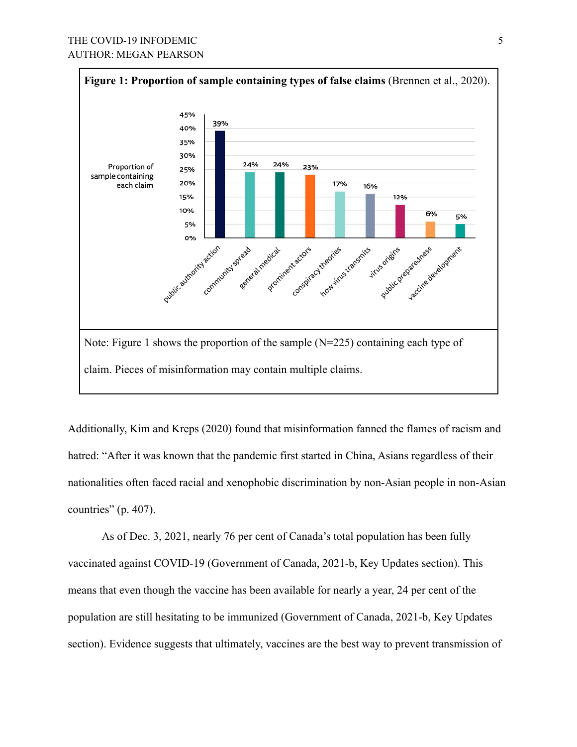**Figure 1: Proportion of sample containing types of false claims** (Brennen et al., 2020).

Note: Figure 1 shows the proportion of the sample (N=225) containing each type of claim. Pieces of misinformation may contain multiple claims.

Additionally, Kim and Kreps (2020) found that misinformation fanned the flames of racism and hatred: "After it was known that the pandemic first started in China, Asians regardless of their nationalities often faced racial and xenophobic discrimination by non-Asian people in non-Asian countries" (p. 407).

As of Dec. 3, 2021, nearly 76 per cent of Canada's total population has been fully vaccinated against COVID-19 (Government of Canada, 2021-b, Key Updates section). This means that even though the vaccine has been available for nearly a year, 24 per cent of the population are still hesitating to be immunized (Government of Canada, 2021-b, Key Updates section). Evidence suggests that ultimately, vaccines are the best way to prevent transmission of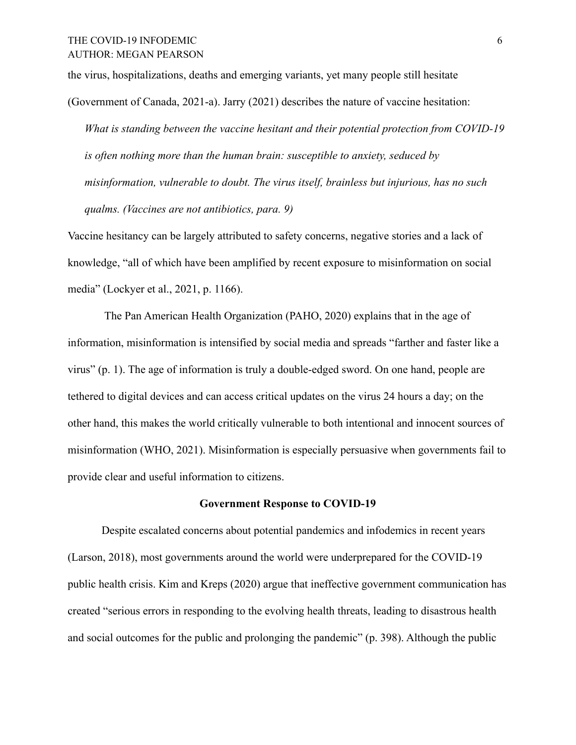the virus, hospitalizations, deaths and emerging variants, yet many people still hesitate (Government of Canada, 2021-a). Jarry (2021) describes the nature of vaccine hesitation:

> *What is standing between the vaccine hesitant and their potential protection from COVID-19 is often nothing more than the human brain: susceptible to anxiety, seduced by misinformation, vulnerable to doubt. The virus itself, brainless but injurious, has no such qualms. (Vaccines are not antibiotics, para. 9)*

Vaccine hesitancy can be largely attributed to safety concerns, negative stories and a lack of knowledge, "all of which have been amplified by recent exposure to misinformation on social media" (Lockyer et al., 2021, p. 1166).

The Pan American Health Organization (PAHO, 2020) explains that in the age of information, misinformation is intensified by social media and spreads "farther and faster like a virus" (p. 1). The age of information is truly a double-edged sword. On one hand, people are tethered to digital devices and can access critical updates on the virus 24 hours a day; on the other hand, this makes the world critically vulnerable to both intentional and innocent sources of misinformation (WHO, 2021). Misinformation is especially persuasive when governments fail to provide clear and useful information to citizens.

## Government Response to COVID-19

Despite escalated concerns about potential pandemics and infodemics in recent years (Larson, 2018), most governments around the world were underprepared for the COVID-19 public health crisis. Kim and Kreps (2020) argue that ineffective government communication has created "serious errors in responding to the evolving health threats, leading to disastrous health and social outcomes for the public and prolonging the pandemic" (p. 398). Although the public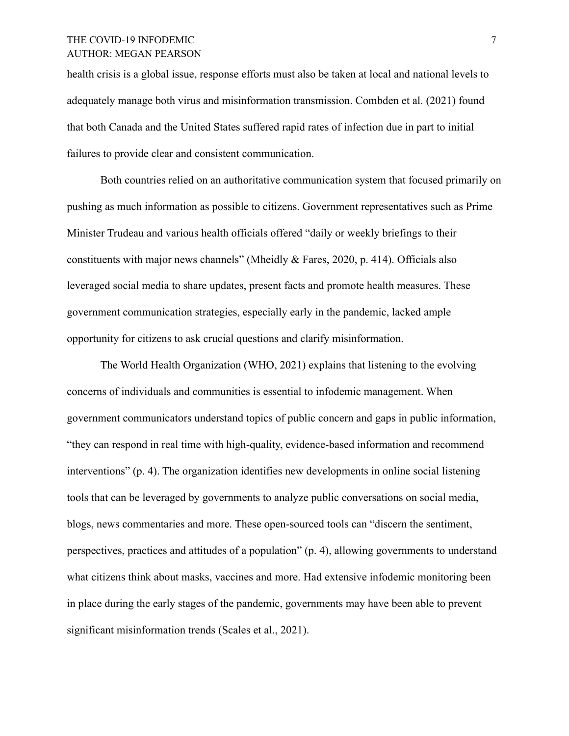health crisis is a global issue, response efforts must also be taken at local and national levels to adequately manage both virus and misinformation transmission. Combden et al. (2021) found that both Canada and the United States suffered rapid rates of infection due in part to initial failures to provide clear and consistent communication.

Both countries relied on an authoritative communication system that focused primarily on pushing as much information as possible to citizens. Government representatives such as Prime Minister Trudeau and various health officials offered "daily or weekly briefings to their constituents with major news channels" (Mheidly & Fares, 2020, p. 414). Officials also leveraged social media to share updates, present facts and promote health measures. These government communication strategies, especially early in the pandemic, lacked ample opportunity for citizens to ask crucial questions and clarify misinformation.

The World Health Organization (WHO, 2021) explains that listening to the evolving concerns of individuals and communities is essential to infodemic management. When government communicators understand topics of public concern and gaps in public information, "they can respond in real time with high-quality, evidence-based information and recommend interventions" (p. 4). The organization identifies new developments in online social listening tools that can be leveraged by governments to analyze public conversations on social media, blogs, news commentaries and more. These open-sourced tools can "discern the sentiment, perspectives, practices and attitudes of a population" (p. 4), allowing governments to understand what citizens think about masks, vaccines and more. Had extensive infodemic monitoring been in place during the early stages of the pandemic, governments may have been able to prevent significant misinformation trends (Scales et al., 2021).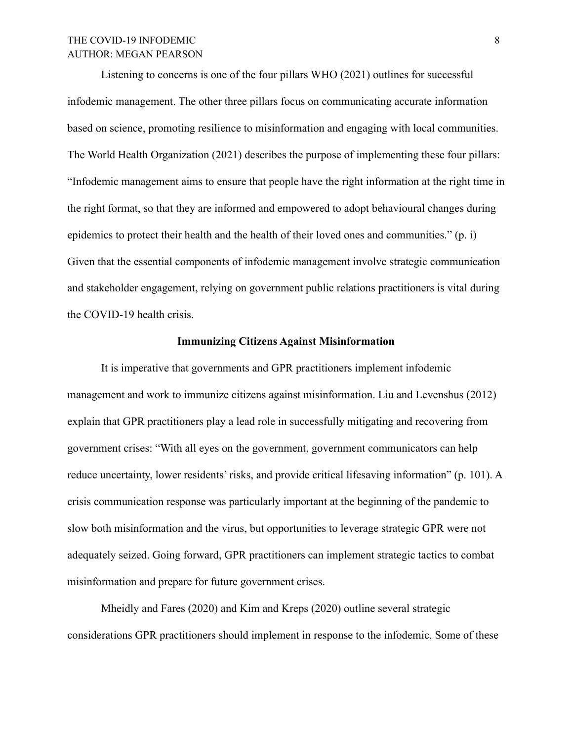Listening to concerns is one of the four pillars WHO (2021) outlines for successful infodemic management. The other three pillars focus on communicating accurate information based on science, promoting resilience to misinformation and engaging with local communities. The World Health Organization (2021) describes the purpose of implementing these four pillars: "Infodemic management aims to ensure that people have the right information at the right time in the right format, so that they are informed and empowered to adopt behavioural changes during epidemics to protect their health and the health of their loved ones and communities." (p. i) Given that the essential components of infodemic management involve strategic communication and stakeholder engagement, relying on government public relations practitioners is vital during the COVID-19 health crisis.

## Immunizing Citizens Against Misinformation

It is imperative that governments and GPR practitioners implement infodemic management and work to immunize citizens against misinformation. Liu and Levenshus (2012) explain that GPR practitioners play a lead role in successfully mitigating and recovering from government crises: "With all eyes on the government, government communicators can help reduce uncertainty, lower residents' risks, and provide critical lifesaving information" (p. 101). A crisis communication response was particularly important at the beginning of the pandemic to slow both misinformation and the virus, but opportunities to leverage strategic GPR were not adequately seized. Going forward, GPR practitioners can implement strategic tactics to combat misinformation and prepare for future government crises.

Mheidly and Fares (2020) and Kim and Kreps (2020) outline several strategic considerations GPR practitioners should implement in response to the infodemic. Some of these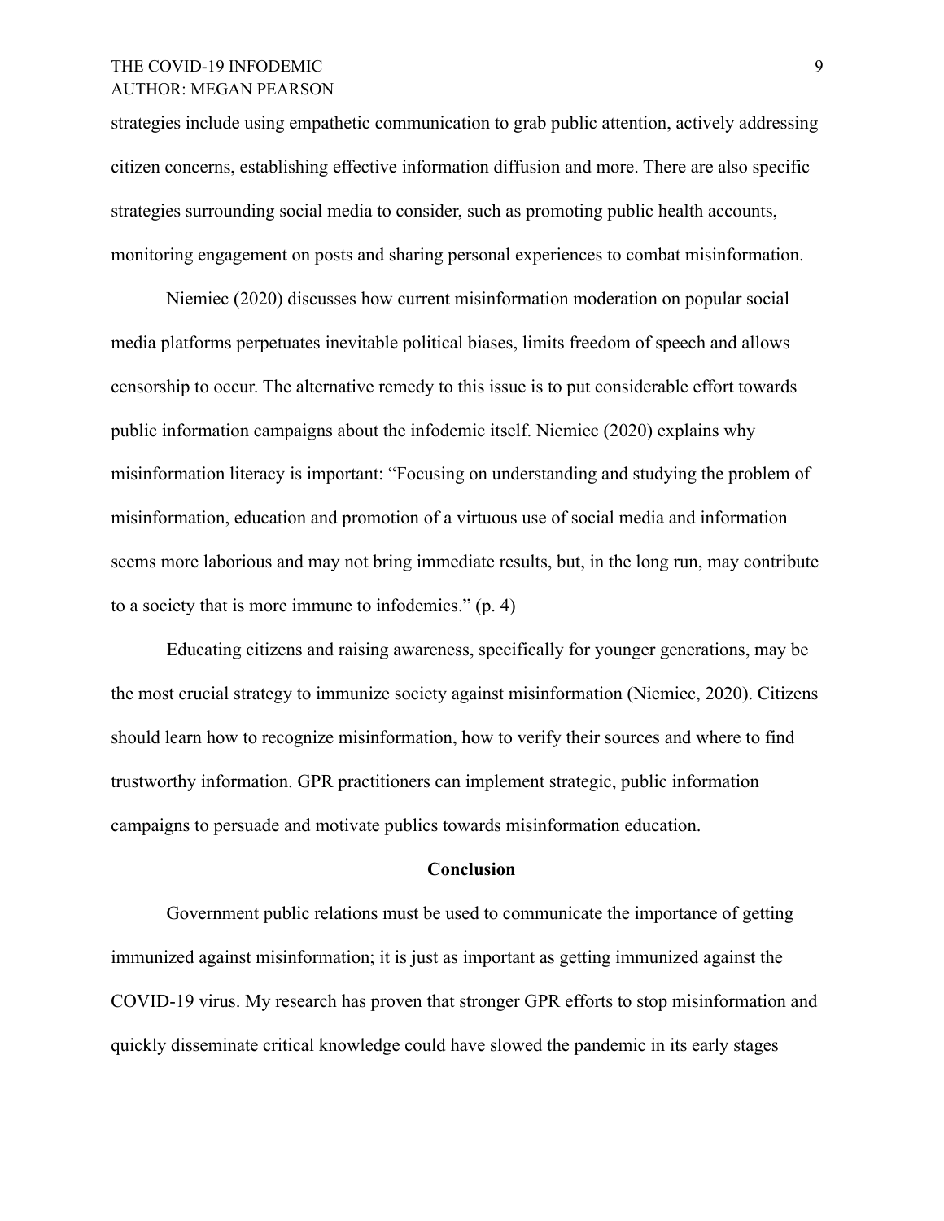strategies include using empathetic communication to grab public attention, actively addressing citizen concerns, establishing effective information diffusion and more. There are also specific strategies surrounding social media to consider, such as promoting public health accounts, monitoring engagement on posts and sharing personal experiences to combat misinformation.

Niemiec (2020) discusses how current misinformation moderation on popular social media platforms perpetuates inevitable political biases, limits freedom of speech and allows censorship to occur. The alternative remedy to this issue is to put considerable effort towards public information campaigns about the infodemic itself. Niemiec (2020) explains why misinformation literacy is important: “Focusing on understanding and studying the problem of misinformation, education and promotion of a virtuous use of social media and information seems more laborious and may not bring immediate results, but, in the long run, may contribute to a society that is more immune to infodemics.” (p. 4)

Educating citizens and raising awareness, specifically for younger generations, may be the most crucial strategy to immunize society against misinformation (Niemiec, 2020). Citizens should learn how to recognize misinformation, how to verify their sources and where to find trustworthy information. GPR practitioners can implement strategic, public information campaigns to persuade and motivate publics towards misinformation education.

## Conclusion

Government public relations must be used to communicate the importance of getting immunized against misinformation; it is just as important as getting immunized against the COVID-19 virus. My research has proven that stronger GPR efforts to stop misinformation and quickly disseminate critical knowledge could have slowed the pandemic in its early stages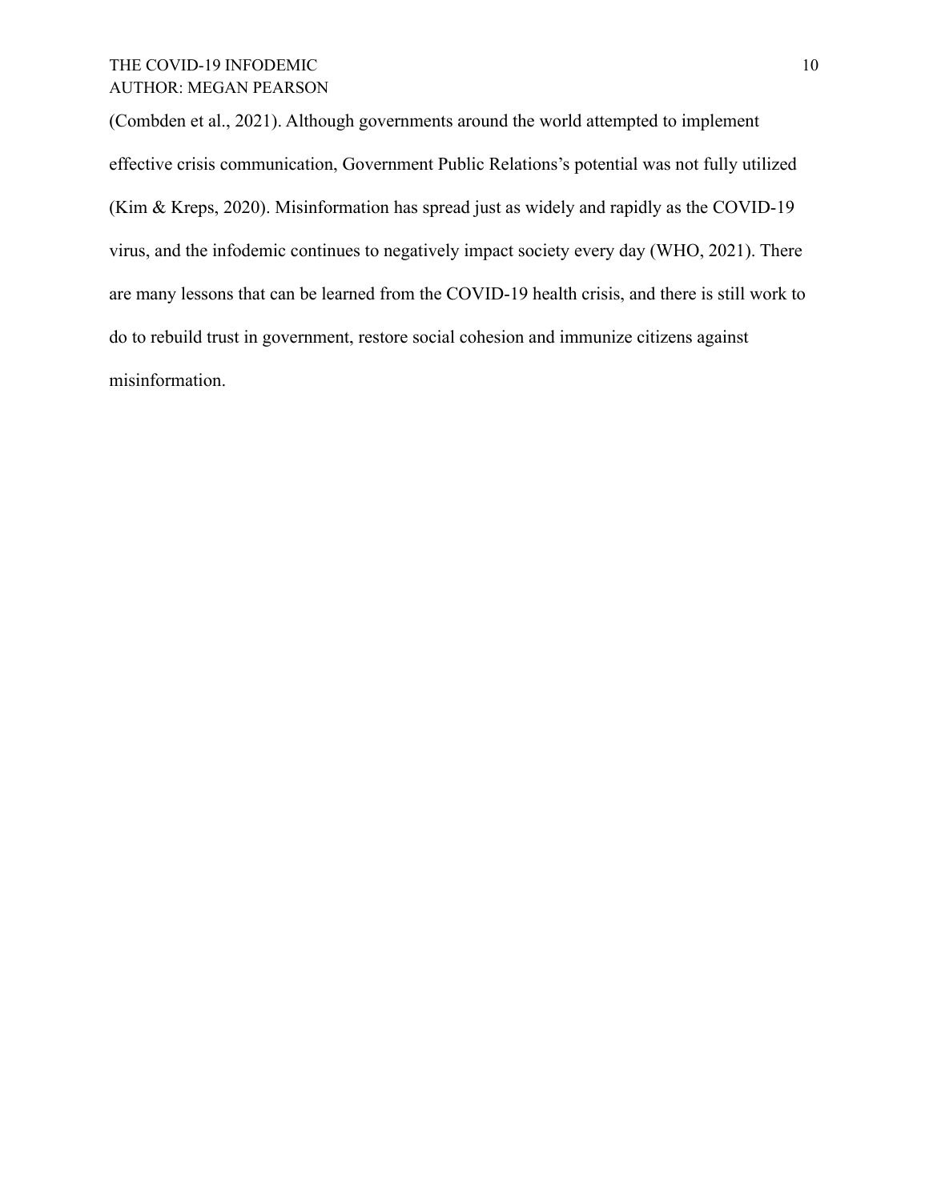(Combden et al., 2021). Although governments around the world attempted to implement effective crisis communication, Government Public Relations's potential was not fully utilized (Kim & Kreps, 2020). Misinformation has spread just as widely and rapidly as the COVID-19 virus, and the infodemic continues to negatively impact society every day (WHO, 2021). There are many lessons that can be learned from the COVID-19 health crisis, and there is still work to do to rebuild trust in government, restore social cohesion and immunize citizens against misinformation.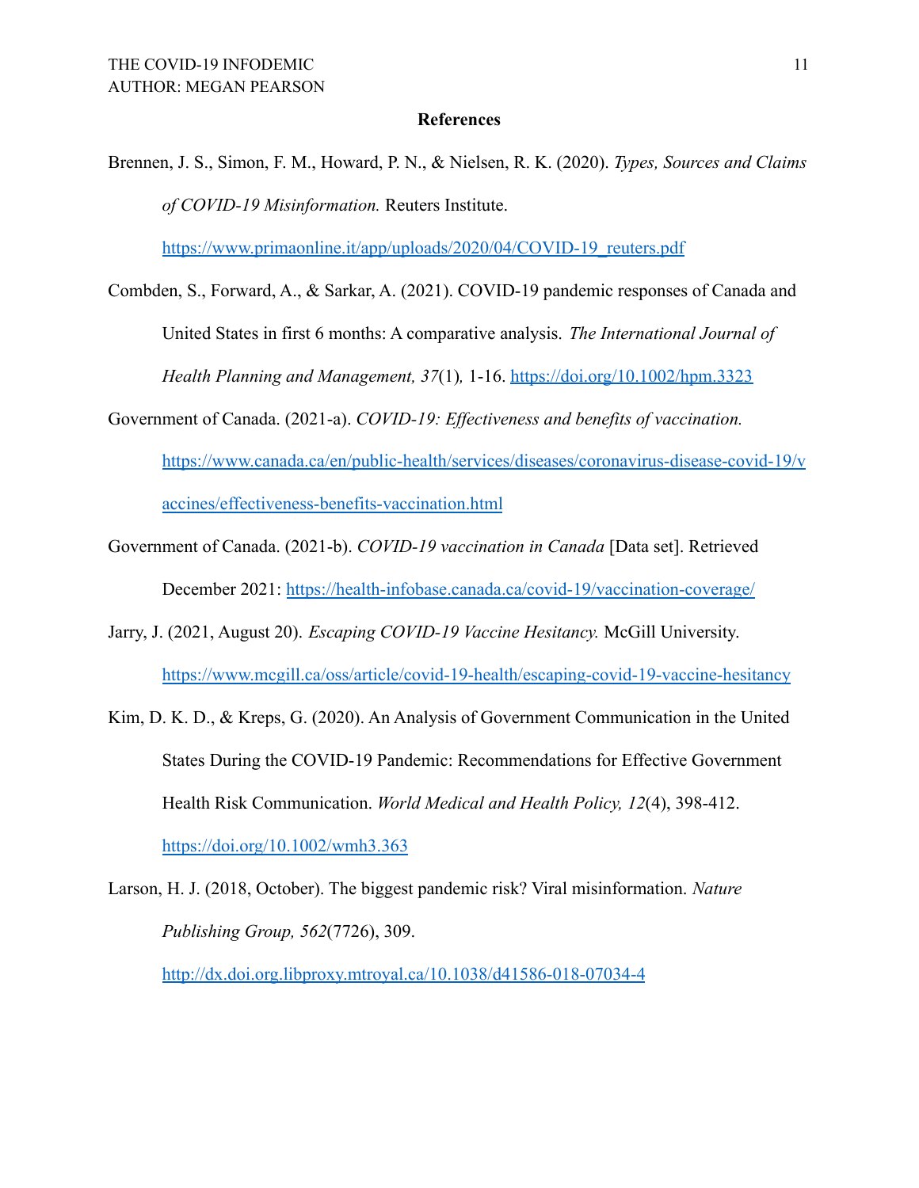**References**

Brennen, J. S., Simon, F. M., Howard, P. N., & Nielsen, R. K. (2020). *Types, Sources and Claims of COVID-19 Misinformation.* Reuters Institute. https://www.primaonline.it/app/uploads/2020/04/COVID-19_reuters.pdf

Combden, S., Forward, A., & Sarkar, A. (2021). COVID-19 pandemic responses of Canada and United States in first 6 months: A comparative analysis. *The International Journal of Health Planning and Management, 37*(1)*,* 1-16. https://doi.org/10.1002/hpm.3323

Government of Canada. (2021-a). *COVID-19: Effectiveness and benefits of vaccination.* https://www.canada.ca/en/public-health/services/diseases/coronavirus-disease-covid-19/vaccines/effectiveness-benefits-vaccination.html

Government of Canada. (2021-b). *COVID-19 vaccination in Canada* [Data set]. Retrieved December 2021: https://health-infobase.canada.ca/covid-19/vaccination-coverage/

Jarry, J. (2021, August 20). *Escaping COVID-19 Vaccine Hesitancy.* McGill University. https://www.mcgill.ca/oss/article/covid-19-health/escaping-covid-19-vaccine-hesitancy

Kim, D. K. D., & Kreps, G. (2020). An Analysis of Government Communication in the United States During the COVID-19 Pandemic: Recommendations for Effective Government Health Risk Communication. *World Medical and Health Policy, 12*(4), 398-412. https://doi.org/10.1002/wmh3.363

Larson, H. J. (2018, October). The biggest pandemic risk? Viral misinformation. *Nature Publishing Group, 562*(7726), 309. http://dx.doi.org.libproxy.mtroyal.ca/10.1038/d41586-018-07034-4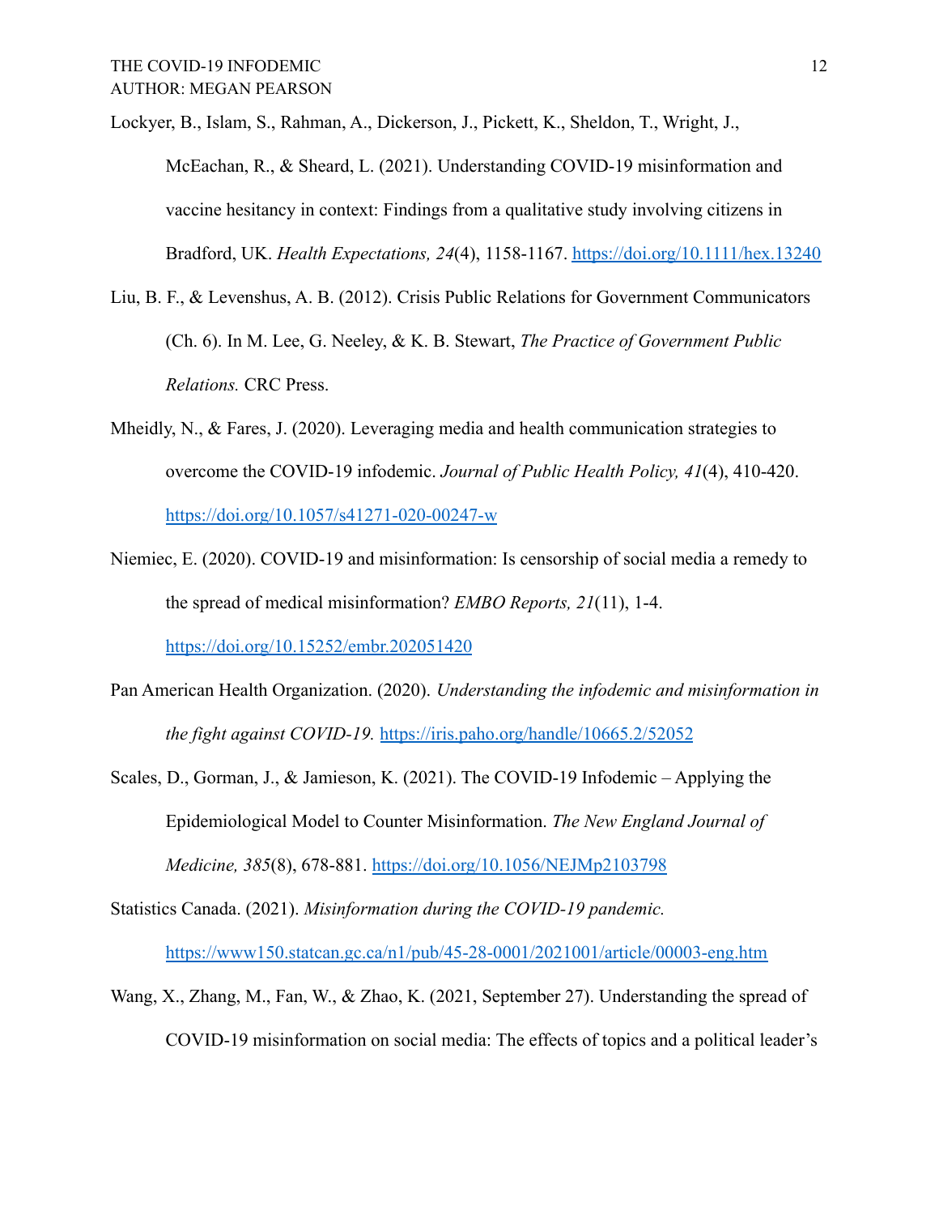Lockyer, B., Islam, S., Rahman, A., Dickerson, J., Pickett, K., Sheldon, T., Wright, J., McEachan, R., & Sheard, L. (2021). Understanding COVID-19 misinformation and vaccine hesitancy in context: Findings from a qualitative study involving citizens in Bradford, UK. *Health Expectations, 24*(4), 1158-1167. https://doi.org/10.1111/hex.13240

Liu, B. F., & Levenshus, A. B. (2012). Crisis Public Relations for Government Communicators (Ch. 6). In M. Lee, G. Neeley, & K. B. Stewart, *The Practice of Government Public Relations.* CRC Press.

Mheidly, N., & Fares, J. (2020). Leveraging media and health communication strategies to overcome the COVID-19 infodemic. *Journal of Public Health Policy, 41*(4), 410-420. https://doi.org/10.1057/s41271-020-00247-w

Niemiec, E. (2020). COVID-19 and misinformation: Is censorship of social media a remedy to the spread of medical misinformation? *EMBO Reports, 21*(11), 1-4. https://doi.org/10.15252/embr.202051420

Pan American Health Organization. (2020). *Understanding the infodemic and misinformation in the fight against COVID-19.* https://iris.paho.org/handle/10665.2/52052

Scales, D., Gorman, J., & Jamieson, K. (2021). The COVID-19 Infodemic – Applying the Epidemiological Model to Counter Misinformation. *The New England Journal of Medicine, 385*(8), 678-881. https://doi.org/10.1056/NEJMp2103798

Statistics Canada. (2021). *Misinformation during the COVID-19 pandemic.* https://www150.statcan.gc.ca/n1/pub/45-28-0001/2021001/article/00003-eng.htm

Wang, X., Zhang, M., Fan, W., & Zhao, K. (2021, September 27). Understanding the spread of COVID-19 misinformation on social media: The effects of topics and a political leader's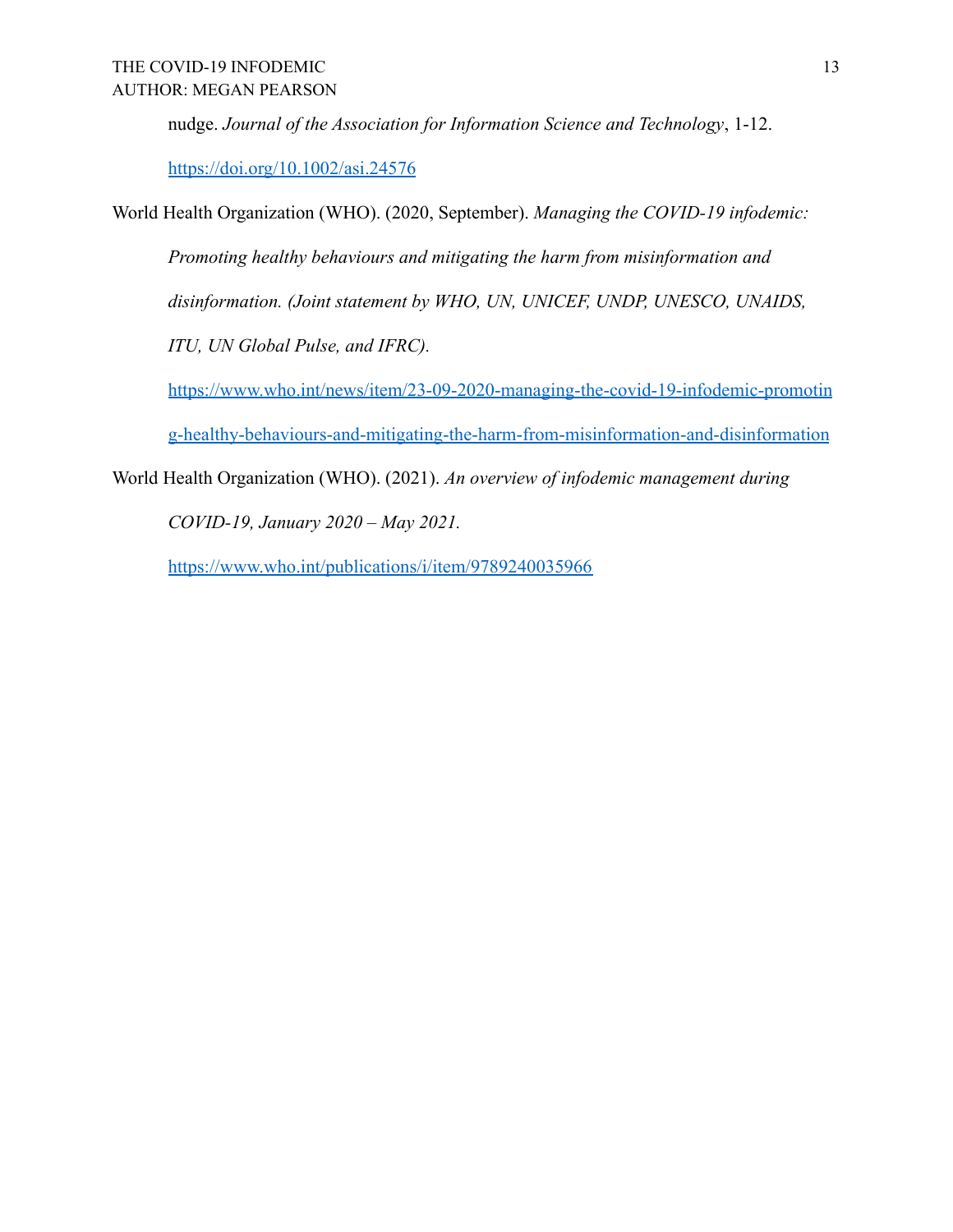nudge. *Journal of the Association for Information Science and Technology*, 1-12. https://doi.org/10.1002/asi.24576

World Health Organization (WHO). (2020, September). *Managing the COVID-19 infodemic: Promoting healthy behaviours and mitigating the harm from misinformation and disinformation. (Joint statement by WHO, UN, UNICEF, UNDP, UNESCO, UNAIDS, ITU, UN Global Pulse, and IFRC).* https://www.who.int/news/item/23-09-2020-managing-the-covid-19-infodemic-promoting-healthy-behaviours-and-mitigating-the-harm-from-misinformation-and-disinformation

World Health Organization (WHO). (2021). *An overview of infodemic management during COVID-19, January 2020 – May 2021.* https://www.who.int/publications/i/item/9789240035966